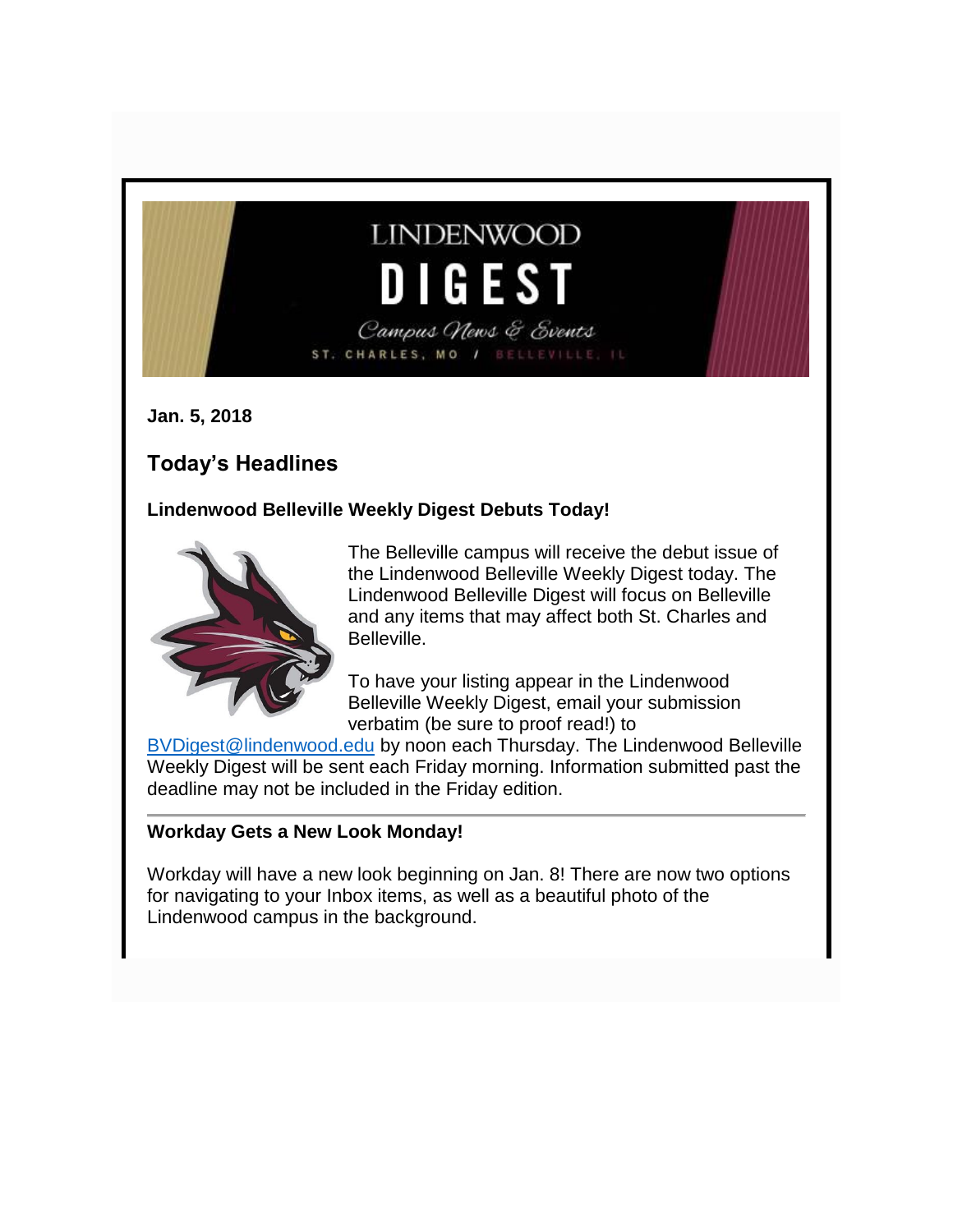Jan. 5, 2018

## Today's Headlines

### Lindenwood Belleville Weekly Digest Debuts Today!

The Belleville campus will receive the debut issue of the Lindenwood Belleville Weekly Digest today. The Lindenwood Belleville Digest will focus on Belleville and any items that may affect both St. Charles and Belleville.

To have your listing appear in the Lindenwood Belleville Weekly Digest, email your submission verbatim (be sure to proof read!) to BVDigest@lindenwood.edu by noon each Thursday. The Lindenwood Belleville Weekly Digest will be sent each Friday morning. Information submitted past the deadline may not be included in the Friday edition.

---

### Workday Gets a New Look Monday!

Workday will have a new look beginning on Jan. 8! There are now two options for navigating to your Inbox items, as well as a beautiful photo of the Lindenwood campus in the background.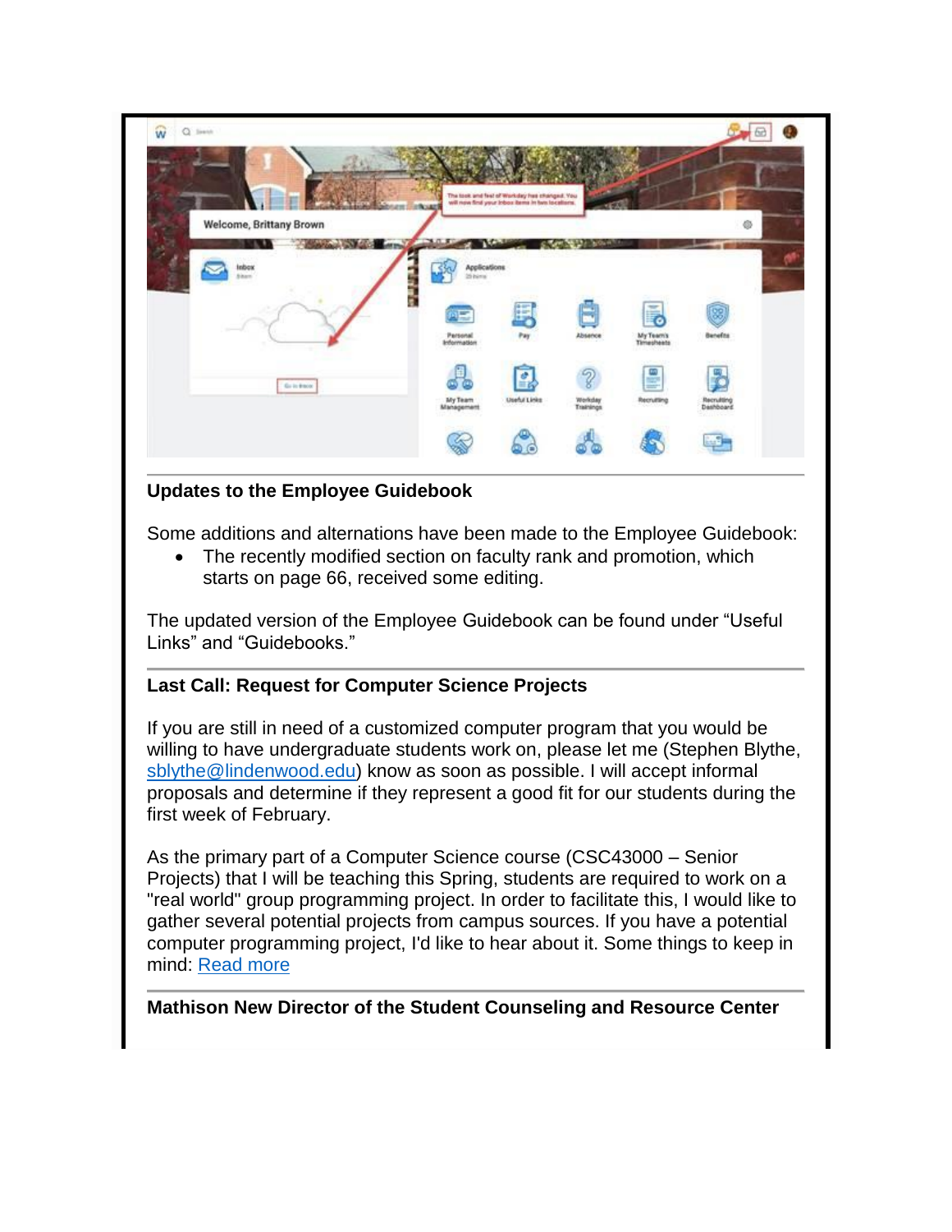## Updates to the Employee Guidebook

Some additions and alternations have been made to the Employee Guidebook:

- The recently modified section on faculty rank and promotion, which starts on page 66, received some editing.

The updated version of the Employee Guidebook can be found under “Useful Links” and “Guidebooks.”

## Last Call: Request for Computer Science Projects

If you are still in need of a customized computer program that you would be willing to have undergraduate students work on, please let me (Stephen Blythe, sblythe@lindenwood.edu) know as soon as possible. I will accept informal proposals and determine if they represent a good fit for our students during the first week of February.

As the primary part of a Computer Science course (CSC43000 – Senior Projects) that I will be teaching this Spring, students are required to work on a "real world" group programming project. In order to facilitate this, I would like to gather several potential projects from campus sources. If you have a potential computer programming project, I'd like to hear about it. Some things to keep in mind: Read more

## Mathison New Director of the Student Counseling and Resource Center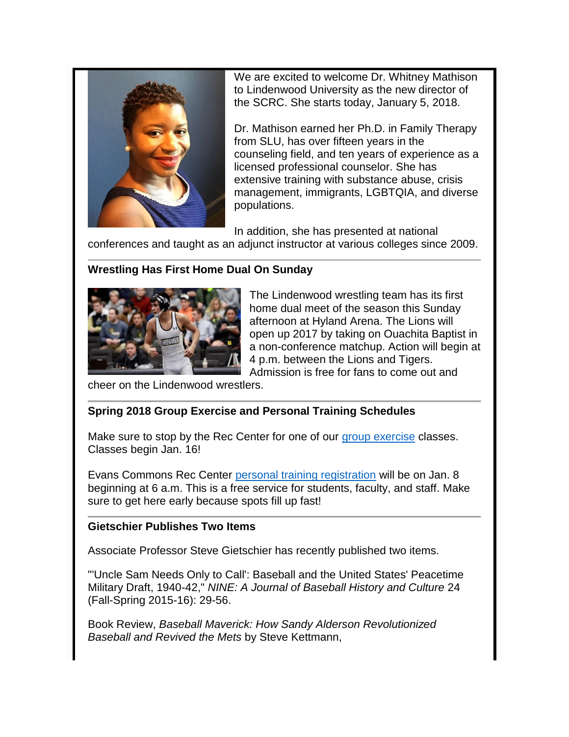We are excited to welcome Dr. Whitney Mathison to Lindenwood University as the new director of the SCRC. She starts today, January 5, 2018.

Dr. Mathison earned her Ph.D. in Family Therapy from SLU, has over fifteen years in the counseling field, and ten years of experience as a licensed professional counselor. She has extensive training with substance abuse, crisis management, immigrants, LGBTQIA, and diverse populations.

In addition, she has presented at national conferences and taught as an adjunct instructor at various colleges since 2009.

---

**Wrestling Has First Home Dual On Sunday**

The Lindenwood wrestling team has its first home dual meet of the season this Sunday afternoon at Hyland Arena. The Lions will open up 2017 by taking on Ouachita Baptist in a non-conference matchup. Action will begin at 4 p.m. between the Lions and Tigers. Admission is free for fans to come out and cheer on the Lindenwood wrestlers.

---

**Spring 2018 Group Exercise and Personal Training Schedules**

Make sure to stop by the Rec Center for one of our group exercise classes. Classes begin Jan. 16!

Evans Commons Rec Center personal training registration will be on Jan. 8 beginning at 6 a.m. This is a free service for students, faculty, and staff. Make sure to get here early because spots fill up fast!

---

**Gietschier Publishes Two Items**

Associate Professor Steve Gietschier has recently published two items.

"'Uncle Sam Needs Only to Call': Baseball and the United States' Peacetime Military Draft, 1940-42," *NINE: A Journal of Baseball History and Culture* 24 (Fall-Spring 2015-16): 29-56.

Book Review, *Baseball Maverick: How Sandy Alderson Revolutionized Baseball and Revived the Mets* by Steve Kettmann,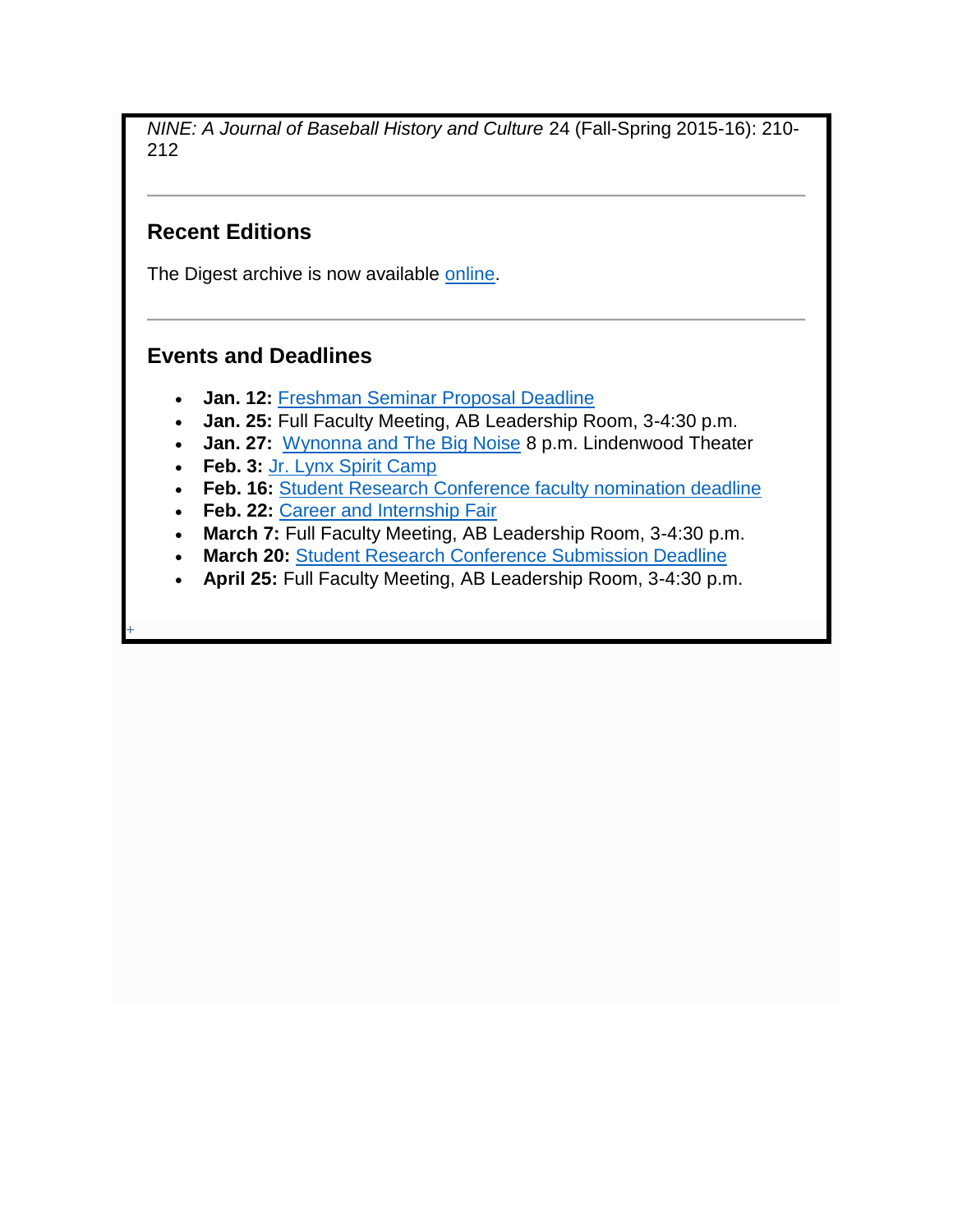*NINE: A Journal of Baseball History and Culture* 24 (Fall-Spring 2015-16): 210-212

---

## Recent Editions

The Digest archive is now available online.

---

## Events and Deadlines

- **Jan. 12:** Freshman Seminar Proposal Deadline
- **Jan. 25:** Full Faculty Meeting, AB Leadership Room, 3-4:30 p.m.
- **Jan. 27:** Wynonna and The Big Noise 8 p.m. Lindenwood Theater
- **Feb. 3:** Jr. Lynx Spirit Camp
- **Feb. 16:** Student Research Conference faculty nomination deadline
- **Feb. 22:** Career and Internship Fair
- **March 7:** Full Faculty Meeting, AB Leadership Room, 3-4:30 p.m.
- **March 20:** Student Research Conference Submission Deadline
- **April 25:** Full Faculty Meeting, AB Leadership Room, 3-4:30 p.m.

+